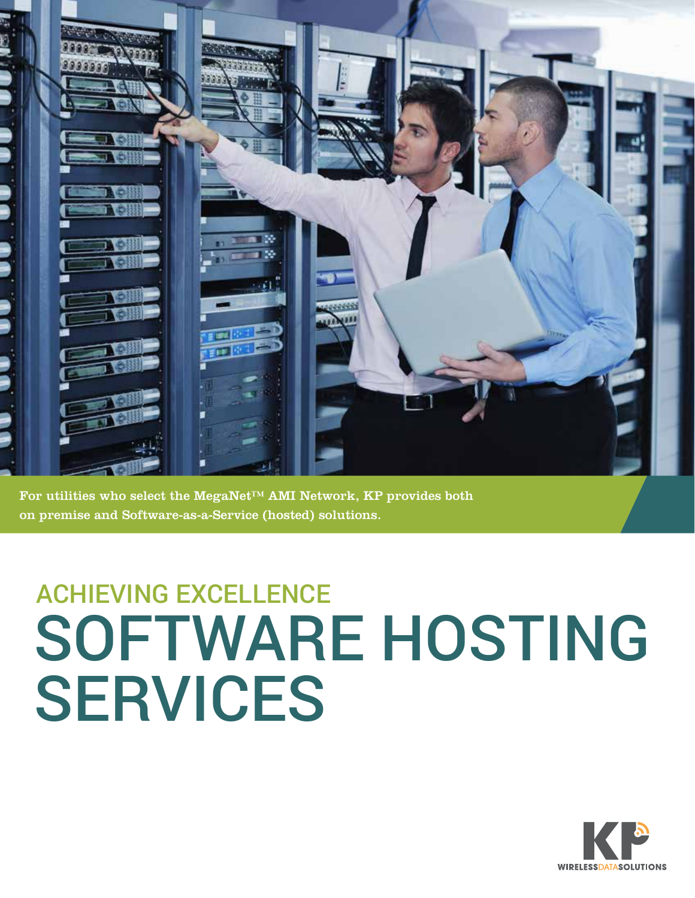For utilities who select the MegaNet™ AMI Network, KP provides both on premise and Software-as-a-Service (hosted) solutions.

## ACHIEVING EXCELLENCE

# SOFTWARE HOSTING SERVICES

KP WIRELESSDATASOLUTIONS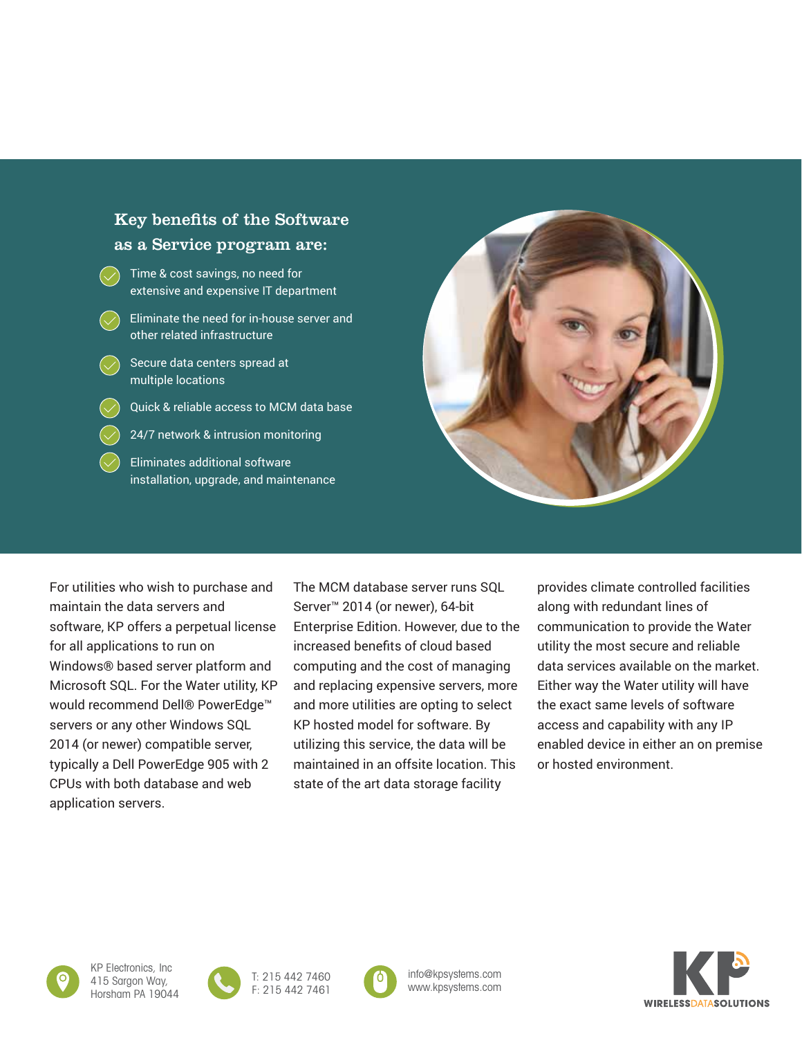## Key benefits of the Software as a Service program are:

- Time & cost savings, no need for extensive and expensive IT department
- Eliminate the need for in-house server and other related infrastructure
- Secure data centers spread at multiple locations
- Quick & reliable access to MCM data base
- 24/7 network & intrusion monitoring
- Eliminates additional software installation, upgrade, and maintenance

For utilities who wish to purchase and maintain the data servers and software, KP offers a perpetual license for all applications to run on Windows® based server platform and Microsoft SQL. For the Water utility, KP would recommend Dell® PowerEdge™ servers or any other Windows SQL 2014 (or newer) compatible server, typically a Dell PowerEdge 905 with 2 CPUs with both database and web application servers.

The MCM database server runs SQL Server™ 2014 (or newer), 64-bit Enterprise Edition. However, due to the increased benefits of cloud based computing and the cost of managing and replacing expensive servers, more and more utilities are opting to select KP hosted model for software. By utilizing this service, the data will be maintained in an offsite location. This state of the art data storage facility provides climate controlled facilities along with redundant lines of communication to provide the Water utility the most secure and reliable data services available on the market. Either way the Water utility will have the exact same levels of software access and capability with any IP enabled device in either an on premise or hosted environment.

KP Electronics, Inc
415 Sargon Way,
Horsham PA 19044

T: 215 442 7460
F: 215 442 7461

info@kpsystems.com
www.kpsystems.com

KP WIRELESSDATASOLUTIONS